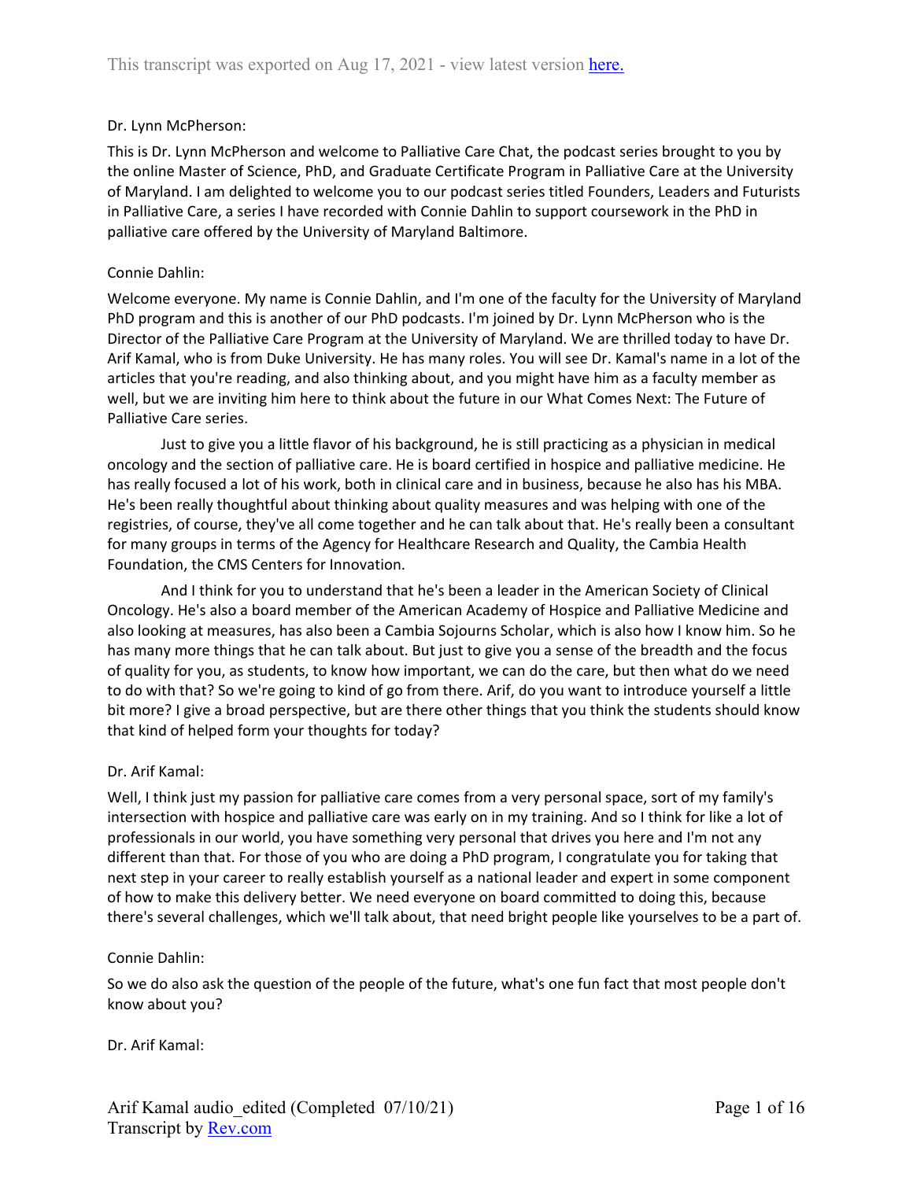This transcript was exported on Aug 17, 2021 - view latest version here.

Dr. Lynn McPherson:

This is Dr. Lynn McPherson and welcome to Palliative Care Chat, the podcast series brought to you by the online Master of Science, PhD, and Graduate Certificate Program in Palliative Care at the University of Maryland. I am delighted to welcome you to our podcast series titled Founders, Leaders and Futurists in Palliative Care, a series I have recorded with Connie Dahlin to support coursework in the PhD in palliative care offered by the University of Maryland Baltimore.

Connie Dahlin:

Welcome everyone. My name is Connie Dahlin, and I'm one of the faculty for the University of Maryland PhD program and this is another of our PhD podcasts. I'm joined by Dr. Lynn McPherson who is the Director of the Palliative Care Program at the University of Maryland. We are thrilled today to have Dr. Arif Kamal, who is from Duke University. He has many roles. You will see Dr. Kamal's name in a lot of the articles that you're reading, and also thinking about, and you might have him as a faculty member as well, but we are inviting him here to think about the future in our What Comes Next: The Future of Palliative Care series.

Just to give you a little flavor of his background, he is still practicing as a physician in medical oncology and the section of palliative care. He is board certified in hospice and palliative medicine. He has really focused a lot of his work, both in clinical care and in business, because he also has his MBA. He's been really thoughtful about thinking about quality measures and was helping with one of the registries, of course, they've all come together and he can talk about that. He's really been a consultant for many groups in terms of the Agency for Healthcare Research and Quality, the Cambia Health Foundation, the CMS Centers for Innovation.

And I think for you to understand that he's been a leader in the American Society of Clinical Oncology. He's also a board member of the American Academy of Hospice and Palliative Medicine and also looking at measures, has also been a Cambia Sojourns Scholar, which is also how I know him. So he has many more things that he can talk about. But just to give you a sense of the breadth and the focus of quality for you, as students, to know how important, we can do the care, but then what do we need to do with that? So we're going to kind of go from there. Arif, do you want to introduce yourself a little bit more? I give a broad perspective, but are there other things that you think the students should know that kind of helped form your thoughts for today?

Dr. Arif Kamal:

Well, I think just my passion for palliative care comes from a very personal space, sort of my family's intersection with hospice and palliative care was early on in my training. And so I think for like a lot of professionals in our world, you have something very personal that drives you here and I'm not any different than that. For those of you who are doing a PhD program, I congratulate you for taking that next step in your career to really establish yourself as a national leader and expert in some component of how to make this delivery better. We need everyone on board committed to doing this, because there's several challenges, which we'll talk about, that need bright people like yourselves to be a part of.

Connie Dahlin:

So we do also ask the question of the people of the future, what's one fun fact that most people don't know about you?

Dr. Arif Kamal:

Arif Kamal audio_edited (Completed 07/10/21)
Transcript by Rev.com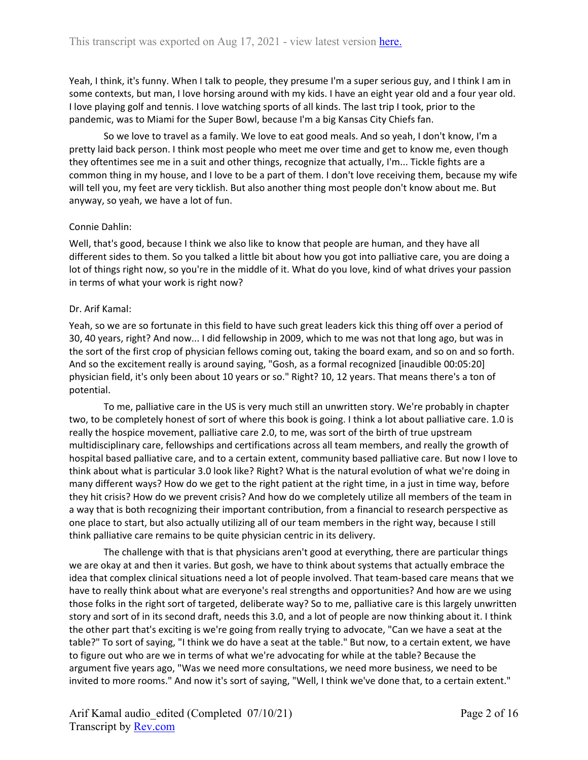Yeah, I think, it's funny. When I talk to people, they presume I'm a super serious guy, and I think I am in some contexts, but man, I love horsing around with my kids. I have an eight year old and a four year old. I love playing golf and tennis. I love watching sports of all kinds. The last trip I took, prior to the pandemic, was to Miami for the Super Bowl, because I'm a big Kansas City Chiefs fan.

So we love to travel as a family. We love to eat good meals. And so yeah, I don't know, I'm a pretty laid back person. I think most people who meet me over time and get to know me, even though they oftentimes see me in a suit and other things, recognize that actually, I'm... Tickle fights are a common thing in my house, and I love to be a part of them. I don't love receiving them, because my wife will tell you, my feet are very ticklish. But also another thing most people don't know about me. But anyway, so yeah, we have a lot of fun.

Connie Dahlin:

Well, that's good, because I think we also like to know that people are human, and they have all different sides to them. So you talked a little bit about how you got into palliative care, you are doing a lot of things right now, so you're in the middle of it. What do you love, kind of what drives your passion in terms of what your work is right now?

Dr. Arif Kamal:

Yeah, so we are so fortunate in this field to have such great leaders kick this thing off over a period of 30, 40 years, right? And now... I did fellowship in 2009, which to me was not that long ago, but was in the sort of the first crop of physician fellows coming out, taking the board exam, and so on and so forth. And so the excitement really is around saying, "Gosh, as a formal recognized [inaudible 00:05:20] physician field, it's only been about 10 years or so." Right? 10, 12 years. That means there's a ton of potential.

To me, palliative care in the US is very much still an unwritten story. We're probably in chapter two, to be completely honest of sort of where this book is going. I think a lot about palliative care. 1.0 is really the hospice movement, palliative care 2.0, to me, was sort of the birth of true upstream multidisciplinary care, fellowships and certifications across all team members, and really the growth of hospital based palliative care, and to a certain extent, community based palliative care. But now I love to think about what is particular 3.0 look like? Right? What is the natural evolution of what we're doing in many different ways? How do we get to the right patient at the right time, in a just in time way, before they hit crisis? How do we prevent crisis? And how do we completely utilize all members of the team in a way that is both recognizing their important contribution, from a financial to research perspective as one place to start, but also actually utilizing all of our team members in the right way, because I still think palliative care remains to be quite physician centric in its delivery.

The challenge with that is that physicians aren't good at everything, there are particular things we are okay at and then it varies. But gosh, we have to think about systems that actually embrace the idea that complex clinical situations need a lot of people involved. That team-based care means that we have to really think about what are everyone's real strengths and opportunities? And how are we using those folks in the right sort of targeted, deliberate way? So to me, palliative care is this largely unwritten story and sort of in its second draft, needs this 3.0, and a lot of people are now thinking about it. I think the other part that's exciting is we're going from really trying to advocate, "Can we have a seat at the table?" To sort of saying, "I think we do have a seat at the table." But now, to a certain extent, we have to figure out who are we in terms of what we're advocating for while at the table? Because the argument five years ago, "Was we need more consultations, we need more business, we need to be invited to more rooms." And now it's sort of saying, "Well, I think we've done that, to a certain extent."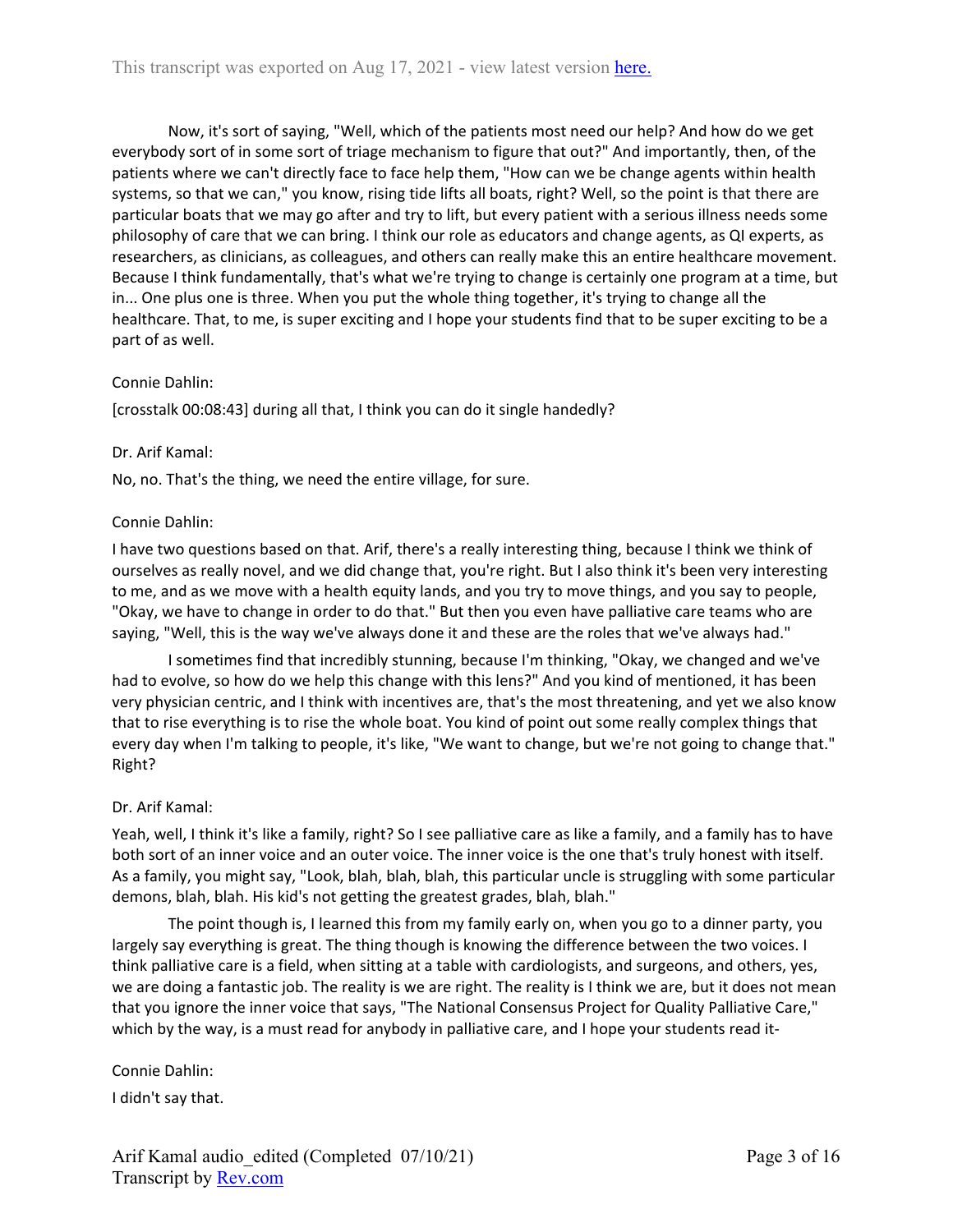Now, it's sort of saying, "Well, which of the patients most need our help? And how do we get everybody sort of in some sort of triage mechanism to figure that out?" And importantly, then, of the patients where we can't directly face to face help them, "How can we be change agents within health systems, so that we can," you know, rising tide lifts all boats, right? Well, so the point is that there are particular boats that we may go after and try to lift, but every patient with a serious illness needs some philosophy of care that we can bring. I think our role as educators and change agents, as QI experts, as researchers, as clinicians, as colleagues, and others can really make this an entire healthcare movement. Because I think fundamentally, that's what we're trying to change is certainly one program at a time, but in... One plus one is three. When you put the whole thing together, it's trying to change all the healthcare. That, to me, is super exciting and I hope your students find that to be super exciting to be a part of as well.

Connie Dahlin:

[crosstalk 00:08:43] during all that, I think you can do it single handedly?

Dr. Arif Kamal:

No, no. That's the thing, we need the entire village, for sure.

Connie Dahlin:

I have two questions based on that. Arif, there's a really interesting thing, because I think we think of ourselves as really novel, and we did change that, you're right. But I also think it's been very interesting to me, and as we move with a health equity lands, and you try to move things, and you say to people, "Okay, we have to change in order to do that." But then you even have palliative care teams who are saying, "Well, this is the way we've always done it and these are the roles that we've always had."

I sometimes find that incredibly stunning, because I'm thinking, "Okay, we changed and we've had to evolve, so how do we help this change with this lens?" And you kind of mentioned, it has been very physician centric, and I think with incentives are, that's the most threatening, and yet we also know that to rise everything is to rise the whole boat. You kind of point out some really complex things that every day when I'm talking to people, it's like, "We want to change, but we're not going to change that." Right?

Dr. Arif Kamal:

Yeah, well, I think it's like a family, right? So I see palliative care as like a family, and a family has to have both sort of an inner voice and an outer voice. The inner voice is the one that's truly honest with itself. As a family, you might say, "Look, blah, blah, blah, this particular uncle is struggling with some particular demons, blah, blah. His kid's not getting the greatest grades, blah, blah."

The point though is, I learned this from my family early on, when you go to a dinner party, you largely say everything is great. The thing though is knowing the difference between the two voices. I think palliative care is a field, when sitting at a table with cardiologists, and surgeons, and others, yes, we are doing a fantastic job. The reality is we are right. The reality is I think we are, but it does not mean that you ignore the inner voice that says, "The National Consensus Project for Quality Palliative Care," which by the way, is a must read for anybody in palliative care, and I hope your students read it-

Connie Dahlin:

I didn't say that.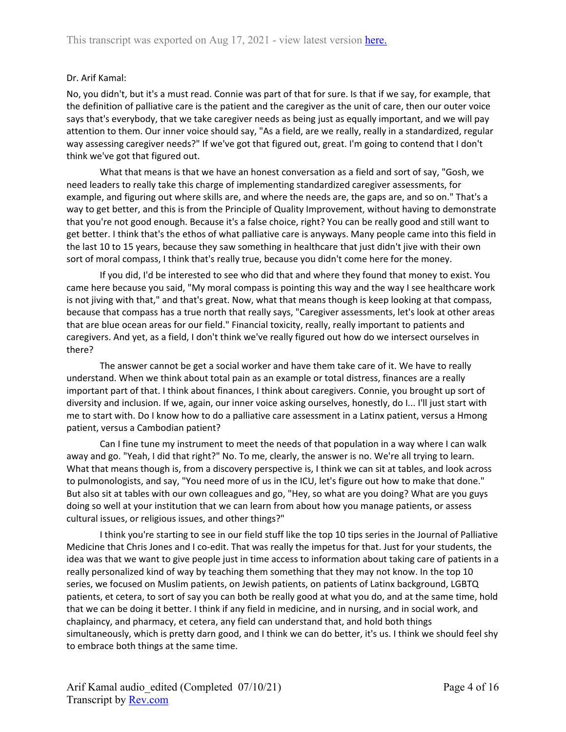Dr. Arif Kamal:

No, you didn't, but it's a must read. Connie was part of that for sure. Is that if we say, for example, that the definition of palliative care is the patient and the caregiver as the unit of care, then our outer voice says that's everybody, that we take caregiver needs as being just as equally important, and we will pay attention to them. Our inner voice should say, "As a field, are we really, really in a standardized, regular way assessing caregiver needs?" If we've got that figured out, great. I'm going to contend that I don't think we've got that figured out.

What that means is that we have an honest conversation as a field and sort of say, "Gosh, we need leaders to really take this charge of implementing standardized caregiver assessments, for example, and figuring out where skills are, and where the needs are, the gaps are, and so on." That's a way to get better, and this is from the Principle of Quality Improvement, without having to demonstrate that you're not good enough. Because it's a false choice, right? You can be really good and still want to get better. I think that's the ethos of what palliative care is anyways. Many people came into this field in the last 10 to 15 years, because they saw something in healthcare that just didn't jive with their own sort of moral compass, I think that's really true, because you didn't come here for the money.

If you did, I'd be interested to see who did that and where they found that money to exist. You came here because you said, "My moral compass is pointing this way and the way I see healthcare work is not jiving with that," and that's great. Now, what that means though is keep looking at that compass, because that compass has a true north that really says, "Caregiver assessments, let's look at other areas that are blue ocean areas for our field." Financial toxicity, really, really important to patients and caregivers. And yet, as a field, I don't think we've really figured out how do we intersect ourselves in there?

The answer cannot be get a social worker and have them take care of it. We have to really understand. When we think about total pain as an example or total distress, finances are a really important part of that. I think about finances, I think about caregivers. Connie, you brought up sort of diversity and inclusion. If we, again, our inner voice asking ourselves, honestly, do I... I'll just start with me to start with. Do I know how to do a palliative care assessment in a Latinx patient, versus a Hmong patient, versus a Cambodian patient?

Can I fine tune my instrument to meet the needs of that population in a way where I can walk away and go. "Yeah, I did that right?" No. To me, clearly, the answer is no. We're all trying to learn. What that means though is, from a discovery perspective is, I think we can sit at tables, and look across to pulmonologists, and say, "You need more of us in the ICU, let's figure out how to make that done." But also sit at tables with our own colleagues and go, "Hey, so what are you doing? What are you guys doing so well at your institution that we can learn from about how you manage patients, or assess cultural issues, or religious issues, and other things?"

I think you're starting to see in our field stuff like the top 10 tips series in the Journal of Palliative Medicine that Chris Jones and I co-edit. That was really the impetus for that. Just for your students, the idea was that we want to give people just in time access to information about taking care of patients in a really personalized kind of way by teaching them something that they may not know. In the top 10 series, we focused on Muslim patients, on Jewish patients, on patients of Latinx background, LGBTQ patients, et cetera, to sort of say you can both be really good at what you do, and at the same time, hold that we can be doing it better. I think if any field in medicine, and in nursing, and in social work, and chaplaincy, and pharmacy, et cetera, any field can understand that, and hold both things simultaneously, which is pretty darn good, and I think we can do better, it's us. I think we should feel shy to embrace both things at the same time.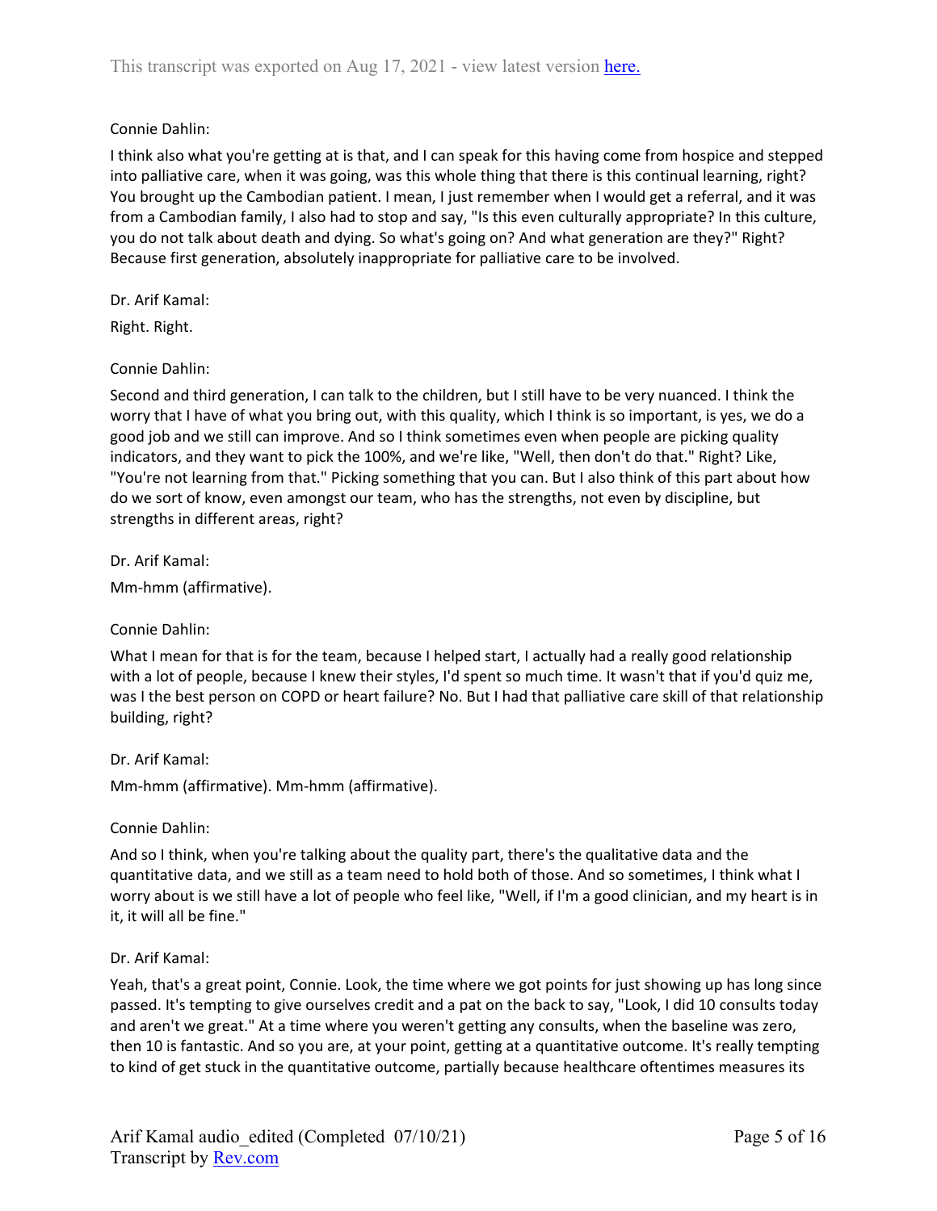Connie Dahlin:

I think also what you're getting at is that, and I can speak for this having come from hospice and stepped into palliative care, when it was going, was this whole thing that there is this continual learning, right? You brought up the Cambodian patient. I mean, I just remember when I would get a referral, and it was from a Cambodian family, I also had to stop and say, "Is this even culturally appropriate? In this culture, you do not talk about death and dying. So what's going on? And what generation are they?" Right? Because first generation, absolutely inappropriate for palliative care to be involved.

Dr. Arif Kamal:

Right. Right.

Connie Dahlin:

Second and third generation, I can talk to the children, but I still have to be very nuanced. I think the worry that I have of what you bring out, with this quality, which I think is so important, is yes, we do a good job and we still can improve. And so I think sometimes even when people are picking quality indicators, and they want to pick the 100%, and we're like, "Well, then don't do that." Right? Like, "You're not learning from that." Picking something that you can. But I also think of this part about how do we sort of know, even amongst our team, who has the strengths, not even by discipline, but strengths in different areas, right?

Dr. Arif Kamal:

Mm-hmm (affirmative).

Connie Dahlin:

What I mean for that is for the team, because I helped start, I actually had a really good relationship with a lot of people, because I knew their styles, I'd spent so much time. It wasn't that if you'd quiz me, was I the best person on COPD or heart failure? No. But I had that palliative care skill of that relationship building, right?

Dr. Arif Kamal:

Mm-hmm (affirmative). Mm-hmm (affirmative).

Connie Dahlin:

And so I think, when you're talking about the quality part, there's the qualitative data and the quantitative data, and we still as a team need to hold both of those. And so sometimes, I think what I worry about is we still have a lot of people who feel like, "Well, if I'm a good clinician, and my heart is in it, it will all be fine."

Dr. Arif Kamal:

Yeah, that's a great point, Connie. Look, the time where we got points for just showing up has long since passed. It's tempting to give ourselves credit and a pat on the back to say, "Look, I did 10 consults today and aren't we great." At a time where you weren't getting any consults, when the baseline was zero, then 10 is fantastic. And so you are, at your point, getting at a quantitative outcome. It's really tempting to kind of get stuck in the quantitative outcome, partially because healthcare oftentimes measures its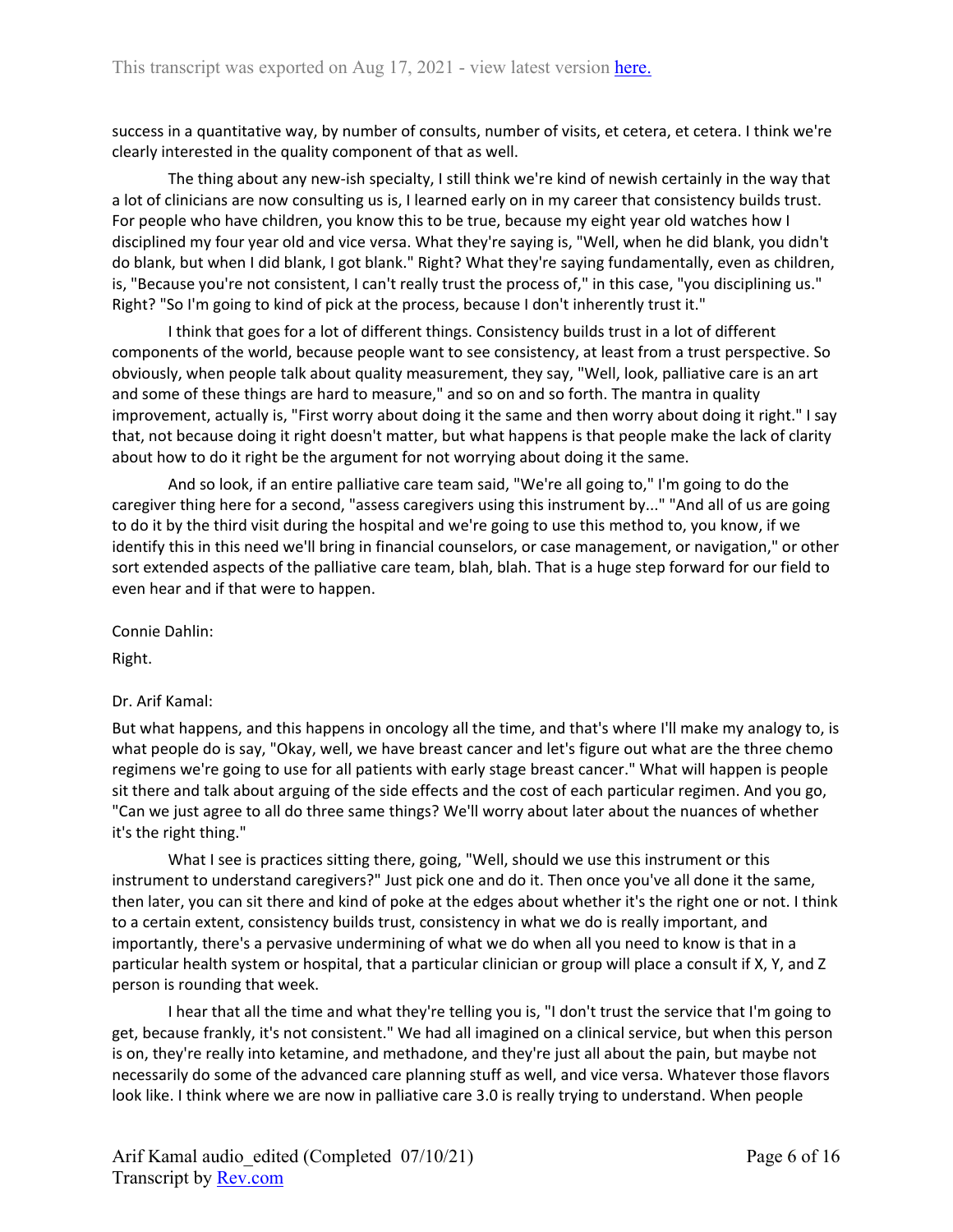success in a quantitative way, by number of consults, number of visits, et cetera, et cetera. I think we're clearly interested in the quality component of that as well.

The thing about any new-ish specialty, I still think we're kind of newish certainly in the way that a lot of clinicians are now consulting us is, I learned early on in my career that consistency builds trust. For people who have children, you know this to be true, because my eight year old watches how I disciplined my four year old and vice versa. What they're saying is, "Well, when he did blank, you didn't do blank, but when I did blank, I got blank." Right? What they're saying fundamentally, even as children, is, "Because you're not consistent, I can't really trust the process of," in this case, "you disciplining us." Right? "So I'm going to kind of pick at the process, because I don't inherently trust it."

I think that goes for a lot of different things. Consistency builds trust in a lot of different components of the world, because people want to see consistency, at least from a trust perspective. So obviously, when people talk about quality measurement, they say, "Well, look, palliative care is an art and some of these things are hard to measure," and so on and so forth. The mantra in quality improvement, actually is, "First worry about doing it the same and then worry about doing it right." I say that, not because doing it right doesn't matter, but what happens is that people make the lack of clarity about how to do it right be the argument for not worrying about doing it the same.

And so look, if an entire palliative care team said, "We're all going to," I'm going to do the caregiver thing here for a second, "assess caregivers using this instrument by..." "And all of us are going to do it by the third visit during the hospital and we're going to use this method to, you know, if we identify this in this need we'll bring in financial counselors, or case management, or navigation," or other sort extended aspects of the palliative care team, blah, blah. That is a huge step forward for our field to even hear and if that were to happen.

Connie Dahlin:

Right.

Dr. Arif Kamal:

But what happens, and this happens in oncology all the time, and that's where I'll make my analogy to, is what people do is say, "Okay, well, we have breast cancer and let's figure out what are the three chemo regimens we're going to use for all patients with early stage breast cancer." What will happen is people sit there and talk about arguing of the side effects and the cost of each particular regimen. And you go, "Can we just agree to all do three same things? We'll worry about later about the nuances of whether it's the right thing."

What I see is practices sitting there, going, "Well, should we use this instrument or this instrument to understand caregivers?" Just pick one and do it. Then once you've all done it the same, then later, you can sit there and kind of poke at the edges about whether it's the right one or not. I think to a certain extent, consistency builds trust, consistency in what we do is really important, and importantly, there's a pervasive undermining of what we do when all you need to know is that in a particular health system or hospital, that a particular clinician or group will place a consult if X, Y, and Z person is rounding that week.

I hear that all the time and what they're telling you is, "I don't trust the service that I'm going to get, because frankly, it's not consistent." We had all imagined on a clinical service, but when this person is on, they're really into ketamine, and methadone, and they're just all about the pain, but maybe not necessarily do some of the advanced care planning stuff as well, and vice versa. Whatever those flavors look like. I think where we are now in palliative care 3.0 is really trying to understand. When people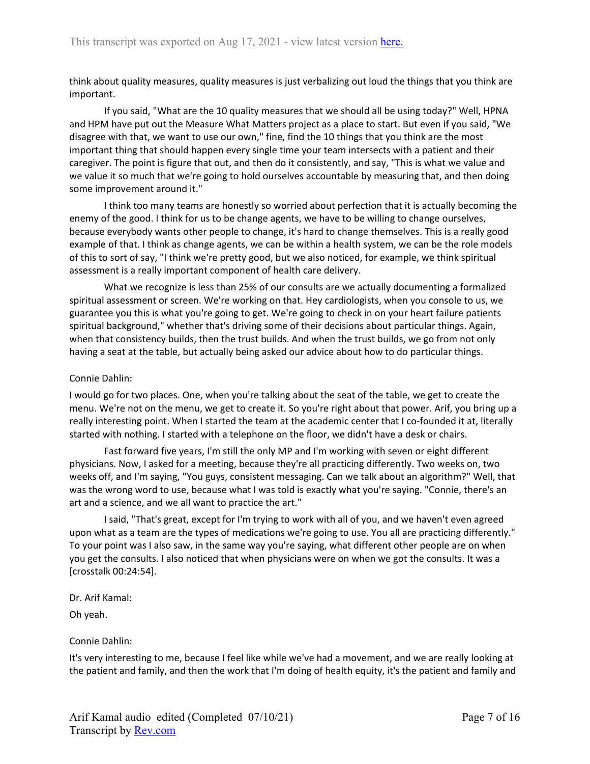think about quality measures, quality measures is just verbalizing out loud the things that you think are important.

If you said, "What are the 10 quality measures that we should all be using today?" Well, HPNA and HPM have put out the Measure What Matters project as a place to start. But even if you said, "We disagree with that, we want to use our own," fine, find the 10 things that you think are the most important thing that should happen every single time your team intersects with a patient and their caregiver. The point is figure that out, and then do it consistently, and say, "This is what we value and we value it so much that we're going to hold ourselves accountable by measuring that, and then doing some improvement around it."

I think too many teams are honestly so worried about perfection that it is actually becoming the enemy of the good. I think for us to be change agents, we have to be willing to change ourselves, because everybody wants other people to change, it's hard to change themselves. This is a really good example of that. I think as change agents, we can be within a health system, we can be the role models of this to sort of say, "I think we're pretty good, but we also noticed, for example, we think spiritual assessment is a really important component of health care delivery.

What we recognize is less than 25% of our consults are we actually documenting a formalized spiritual assessment or screen. We're working on that. Hey cardiologists, when you console to us, we guarantee you this is what you're going to get. We're going to check in on your heart failure patients spiritual background," whether that's driving some of their decisions about particular things. Again, when that consistency builds, then the trust builds. And when the trust builds, we go from not only having a seat at the table, but actually being asked our advice about how to do particular things.

Connie Dahlin:

I would go for two places. One, when you're talking about the seat of the table, we get to create the menu. We're not on the menu, we get to create it. So you're right about that power. Arif, you bring up a really interesting point. When I started the team at the academic center that I co-founded it at, literally started with nothing. I started with a telephone on the floor, we didn't have a desk or chairs.

Fast forward five years, I'm still the only MP and I'm working with seven or eight different physicians. Now, I asked for a meeting, because they're all practicing differently. Two weeks on, two weeks off, and I'm saying, "You guys, consistent messaging. Can we talk about an algorithm?" Well, that was the wrong word to use, because what I was told is exactly what you're saying. "Connie, there's an art and a science, and we all want to practice the art."

I said, "That's great, except for I'm trying to work with all of you, and we haven't even agreed upon what as a team are the types of medications we're going to use. You all are practicing differently." To your point was I also saw, in the same way you're saying, what different other people are on when you get the consults. I also noticed that when physicians were on when we got the consults. It was a [crosstalk 00:24:54].

Dr. Arif Kamal:

Oh yeah.

Connie Dahlin:

It's very interesting to me, because I feel like while we've had a movement, and we are really looking at the patient and family, and then the work that I'm doing of health equity, it's the patient and family and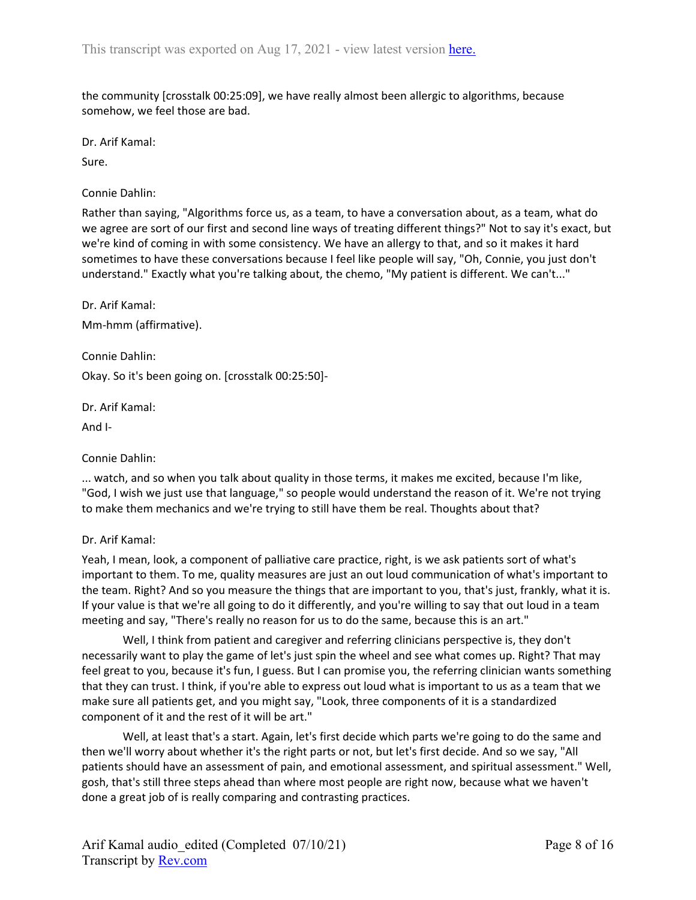the community [crosstalk 00:25:09], we have really almost been allergic to algorithms, because somehow, we feel those are bad.

Dr. Arif Kamal:

Sure.

Connie Dahlin:

Rather than saying, "Algorithms force us, as a team, to have a conversation about, as a team, what do we agree are sort of our first and second line ways of treating different things?" Not to say it's exact, but we're kind of coming in with some consistency. We have an allergy to that, and so it makes it hard sometimes to have these conversations because I feel like people will say, "Oh, Connie, you just don't understand." Exactly what you're talking about, the chemo, "My patient is different. We can't..."

Dr. Arif Kamal:

Mm-hmm (affirmative).

Connie Dahlin:

Okay. So it's been going on. [crosstalk 00:25:50]-

Dr. Arif Kamal:

And I-

Connie Dahlin:

... watch, and so when you talk about quality in those terms, it makes me excited, because I'm like, "God, I wish we just use that language," so people would understand the reason of it. We're not trying to make them mechanics and we're trying to still have them be real. Thoughts about that?

Dr. Arif Kamal:

Yeah, I mean, look, a component of palliative care practice, right, is we ask patients sort of what's important to them. To me, quality measures are just an out loud communication of what's important to the team. Right? And so you measure the things that are important to you, that's just, frankly, what it is. If your value is that we're all going to do it differently, and you're willing to say that out loud in a team meeting and say, "There's really no reason for us to do the same, because this is an art."

Well, I think from patient and caregiver and referring clinicians perspective is, they don't necessarily want to play the game of let's just spin the wheel and see what comes up. Right? That may feel great to you, because it's fun, I guess. But I can promise you, the referring clinician wants something that they can trust. I think, if you're able to express out loud what is important to us as a team that we make sure all patients get, and you might say, "Look, three components of it is a standardized component of it and the rest of it will be art."

Well, at least that's a start. Again, let's first decide which parts we're going to do the same and then we'll worry about whether it's the right parts or not, but let's first decide. And so we say, "All patients should have an assessment of pain, and emotional assessment, and spiritual assessment." Well, gosh, that's still three steps ahead than where most people are right now, because what we haven't done a great job of is really comparing and contrasting practices.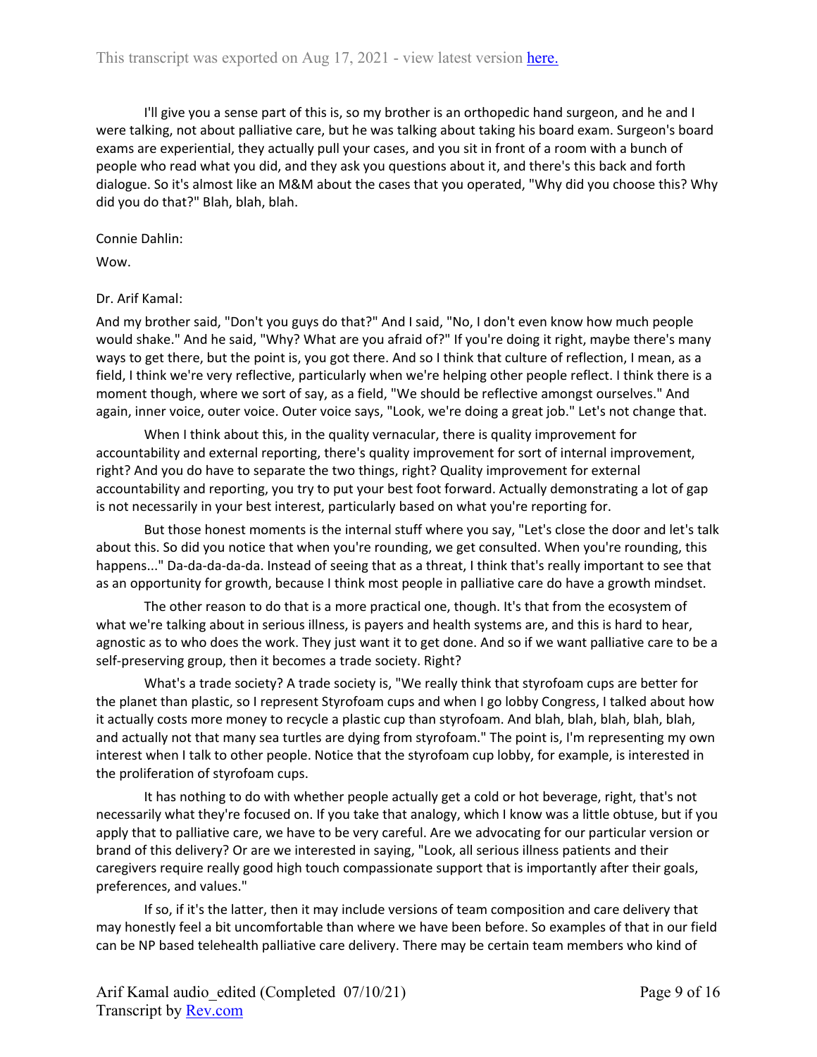I'll give you a sense part of this is, so my brother is an orthopedic hand surgeon, and he and I were talking, not about palliative care, but he was talking about taking his board exam. Surgeon's board exams are experiential, they actually pull your cases, and you sit in front of a room with a bunch of people who read what you did, and they ask you questions about it, and there's this back and forth dialogue. So it's almost like an M&M about the cases that you operated, "Why did you choose this? Why did you do that?" Blah, blah, blah.

Connie Dahlin:

Wow.

Dr. Arif Kamal:

And my brother said, "Don't you guys do that?" And I said, "No, I don't even know how much people would shake." And he said, "Why? What are you afraid of?" If you're doing it right, maybe there's many ways to get there, but the point is, you got there. And so I think that culture of reflection, I mean, as a field, I think we're very reflective, particularly when we're helping other people reflect. I think there is a moment though, where we sort of say, as a field, "We should be reflective amongst ourselves." And again, inner voice, outer voice. Outer voice says, "Look, we're doing a great job." Let's not change that.

When I think about this, in the quality vernacular, there is quality improvement for accountability and external reporting, there's quality improvement for sort of internal improvement, right? And you do have to separate the two things, right? Quality improvement for external accountability and reporting, you try to put your best foot forward. Actually demonstrating a lot of gap is not necessarily in your best interest, particularly based on what you're reporting for.

But those honest moments is the internal stuff where you say, "Let's close the door and let's talk about this. So did you notice that when you're rounding, we get consulted. When you're rounding, this happens..." Da-da-da-da-da. Instead of seeing that as a threat, I think that's really important to see that as an opportunity for growth, because I think most people in palliative care do have a growth mindset.

The other reason to do that is a more practical one, though. It's that from the ecosystem of what we're talking about in serious illness, is payers and health systems are, and this is hard to hear, agnostic as to who does the work. They just want it to get done. And so if we want palliative care to be a self-preserving group, then it becomes a trade society. Right?

What's a trade society? A trade society is, "We really think that styrofoam cups are better for the planet than plastic, so I represent Styrofoam cups and when I go lobby Congress, I talked about how it actually costs more money to recycle a plastic cup than styrofoam. And blah, blah, blah, blah, blah, and actually not that many sea turtles are dying from styrofoam." The point is, I'm representing my own interest when I talk to other people. Notice that the styrofoam cup lobby, for example, is interested in the proliferation of styrofoam cups.

It has nothing to do with whether people actually get a cold or hot beverage, right, that's not necessarily what they're focused on. If you take that analogy, which I know was a little obtuse, but if you apply that to palliative care, we have to be very careful. Are we advocating for our particular version or brand of this delivery? Or are we interested in saying, "Look, all serious illness patients and their caregivers require really good high touch compassionate support that is importantly after their goals, preferences, and values."

If so, if it's the latter, then it may include versions of team composition and care delivery that may honestly feel a bit uncomfortable than where we have been before. So examples of that in our field can be NP based telehealth palliative care delivery. There may be certain team members who kind of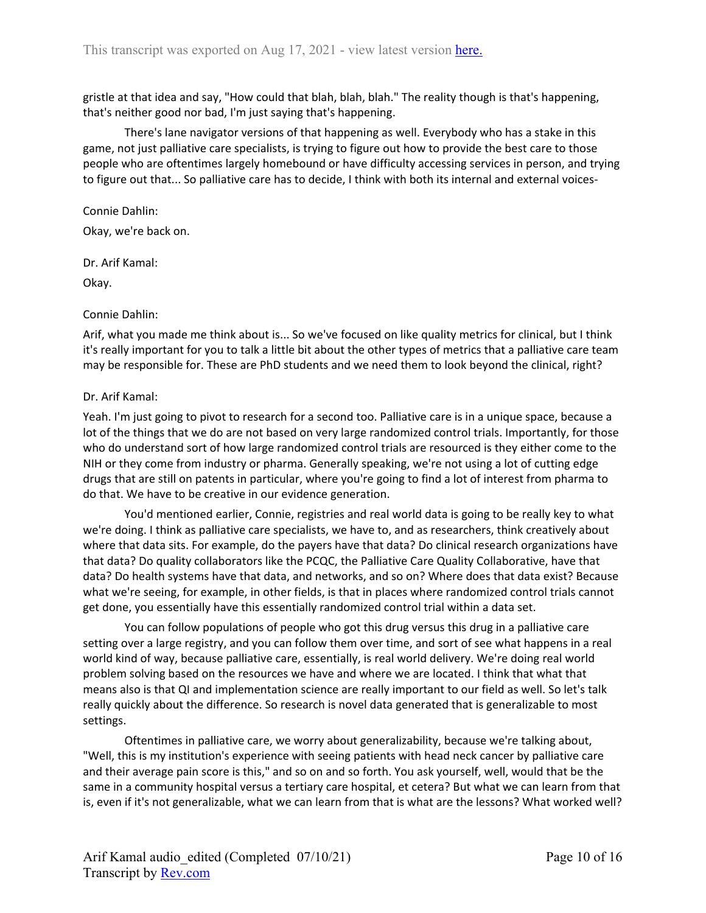gristle at that idea and say, "How could that blah, blah, blah." The reality though is that's happening, that's neither good nor bad, I'm just saying that's happening.

There's lane navigator versions of that happening as well. Everybody who has a stake in this game, not just palliative care specialists, is trying to figure out how to provide the best care to those people who are oftentimes largely homebound or have difficulty accessing services in person, and trying to figure out that... So palliative care has to decide, I think with both its internal and external voices-

Connie Dahlin:

Okay, we're back on.

Dr. Arif Kamal:

Okay.

Connie Dahlin:

Arif, what you made me think about is... So we've focused on like quality metrics for clinical, but I think it's really important for you to talk a little bit about the other types of metrics that a palliative care team may be responsible for. These are PhD students and we need them to look beyond the clinical, right?

Dr. Arif Kamal:

Yeah. I'm just going to pivot to research for a second too. Palliative care is in a unique space, because a lot of the things that we do are not based on very large randomized control trials. Importantly, for those who do understand sort of how large randomized control trials are resourced is they either come to the NIH or they come from industry or pharma. Generally speaking, we're not using a lot of cutting edge drugs that are still on patents in particular, where you're going to find a lot of interest from pharma to do that. We have to be creative in our evidence generation.

You'd mentioned earlier, Connie, registries and real world data is going to be really key to what we're doing. I think as palliative care specialists, we have to, and as researchers, think creatively about where that data sits. For example, do the payers have that data? Do clinical research organizations have that data? Do quality collaborators like the PCQC, the Palliative Care Quality Collaborative, have that data? Do health systems have that data, and networks, and so on? Where does that data exist? Because what we're seeing, for example, in other fields, is that in places where randomized control trials cannot get done, you essentially have this essentially randomized control trial within a data set.

You can follow populations of people who got this drug versus this drug in a palliative care setting over a large registry, and you can follow them over time, and sort of see what happens in a real world kind of way, because palliative care, essentially, is real world delivery. We're doing real world problem solving based on the resources we have and where we are located. I think that what that means also is that QI and implementation science are really important to our field as well. So let's talk really quickly about the difference. So research is novel data generated that is generalizable to most settings.

Oftentimes in palliative care, we worry about generalizability, because we're talking about, "Well, this is my institution's experience with seeing patients with head neck cancer by palliative care and their average pain score is this," and so on and so forth. You ask yourself, well, would that be the same in a community hospital versus a tertiary care hospital, et cetera? But what we can learn from that is, even if it's not generalizable, what we can learn from that is what are the lessons? What worked well?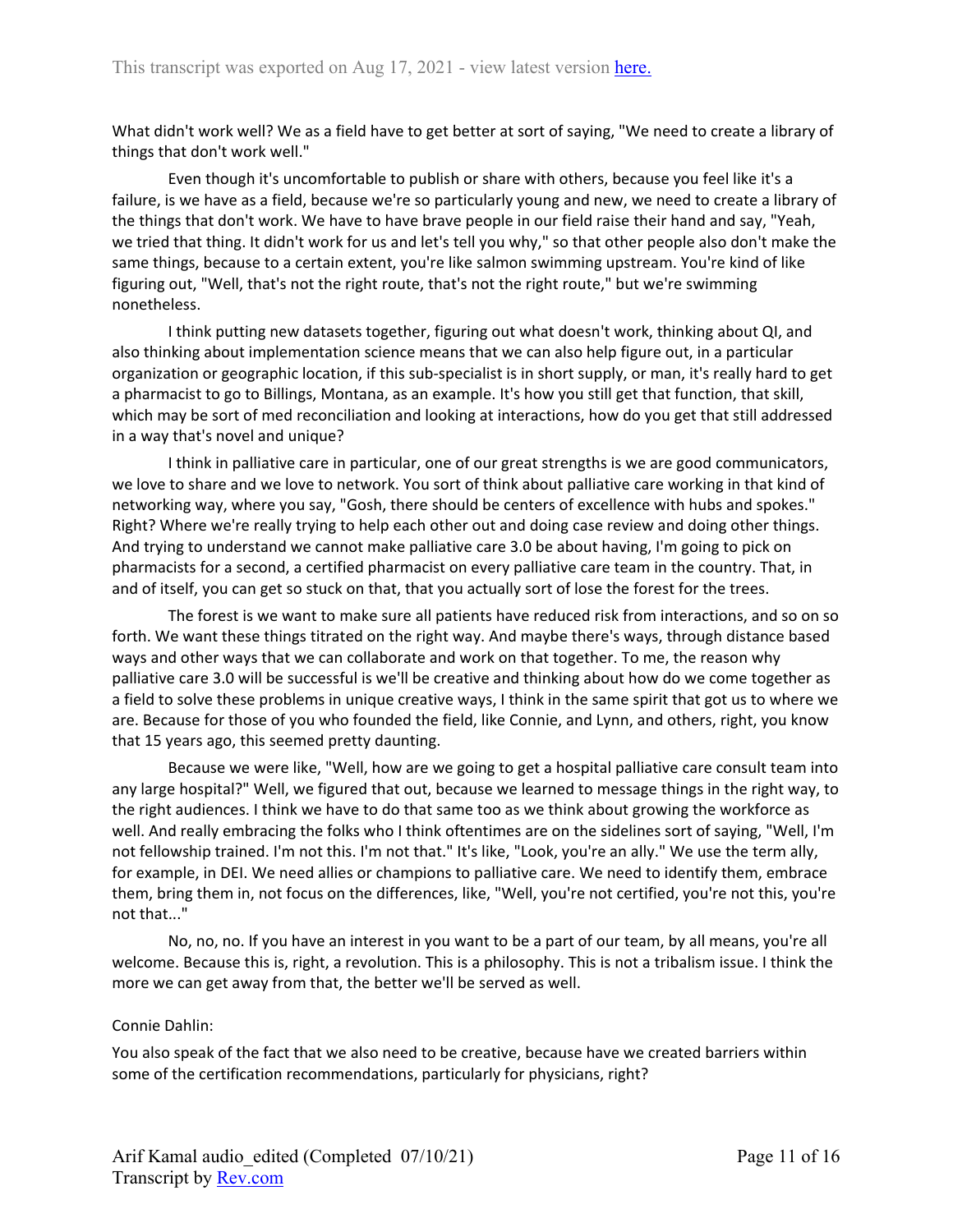What didn't work well? We as a field have to get better at sort of saying, "We need to create a library of things that don't work well."

Even though it's uncomfortable to publish or share with others, because you feel like it's a failure, is we have as a field, because we're so particularly young and new, we need to create a library of the things that don't work. We have to have brave people in our field raise their hand and say, "Yeah, we tried that thing. It didn't work for us and let's tell you why," so that other people also don't make the same things, because to a certain extent, you're like salmon swimming upstream. You're kind of like figuring out, "Well, that's not the right route, that's not the right route," but we're swimming nonetheless.

I think putting new datasets together, figuring out what doesn't work, thinking about QI, and also thinking about implementation science means that we can also help figure out, in a particular organization or geographic location, if this sub-specialist is in short supply, or man, it's really hard to get a pharmacist to go to Billings, Montana, as an example. It's how you still get that function, that skill, which may be sort of med reconciliation and looking at interactions, how do you get that still addressed in a way that's novel and unique?

I think in palliative care in particular, one of our great strengths is we are good communicators, we love to share and we love to network. You sort of think about palliative care working in that kind of networking way, where you say, "Gosh, there should be centers of excellence with hubs and spokes." Right? Where we're really trying to help each other out and doing case review and doing other things. And trying to understand we cannot make palliative care 3.0 be about having, I'm going to pick on pharmacists for a second, a certified pharmacist on every palliative care team in the country. That, in and of itself, you can get so stuck on that, that you actually sort of lose the forest for the trees.

The forest is we want to make sure all patients have reduced risk from interactions, and so on so forth. We want these things titrated on the right way. And maybe there's ways, through distance based ways and other ways that we can collaborate and work on that together. To me, the reason why palliative care 3.0 will be successful is we'll be creative and thinking about how do we come together as a field to solve these problems in unique creative ways, I think in the same spirit that got us to where we are. Because for those of you who founded the field, like Connie, and Lynn, and others, right, you know that 15 years ago, this seemed pretty daunting.

Because we were like, "Well, how are we going to get a hospital palliative care consult team into any large hospital?" Well, we figured that out, because we learned to message things in the right way, to the right audiences. I think we have to do that same too as we think about growing the workforce as well. And really embracing the folks who I think oftentimes are on the sidelines sort of saying, "Well, I'm not fellowship trained. I'm not this. I'm not that." It's like, "Look, you're an ally." We use the term ally, for example, in DEI. We need allies or champions to palliative care. We need to identify them, embrace them, bring them in, not focus on the differences, like, "Well, you're not certified, you're not this, you're not that..."

No, no, no. If you have an interest in you want to be a part of our team, by all means, you're all welcome. Because this is, right, a revolution. This is a philosophy. This is not a tribalism issue. I think the more we can get away from that, the better we'll be served as well.

Connie Dahlin:

You also speak of the fact that we also need to be creative, because have we created barriers within some of the certification recommendations, particularly for physicians, right?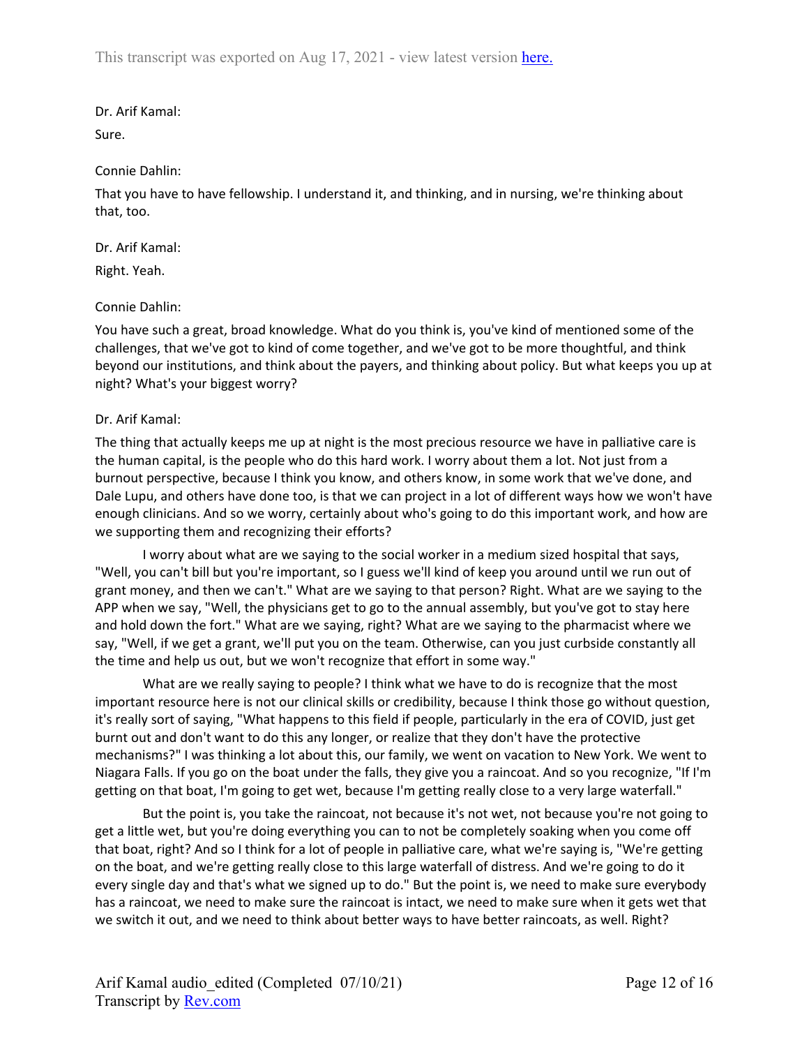Dr. Arif Kamal:

Sure.

Connie Dahlin:

That you have to have fellowship. I understand it, and thinking, and in nursing, we're thinking about that, too.

Dr. Arif Kamal:

Right. Yeah.

Connie Dahlin:

You have such a great, broad knowledge. What do you think is, you've kind of mentioned some of the challenges, that we've got to kind of come together, and we've got to be more thoughtful, and think beyond our institutions, and think about the payers, and thinking about policy. But what keeps you up at night? What's your biggest worry?

Dr. Arif Kamal:

The thing that actually keeps me up at night is the most precious resource we have in palliative care is the human capital, is the people who do this hard work. I worry about them a lot. Not just from a burnout perspective, because I think you know, and others know, in some work that we've done, and Dale Lupu, and others have done too, is that we can project in a lot of different ways how we won't have enough clinicians. And so we worry, certainly about who's going to do this important work, and how are we supporting them and recognizing their efforts?

I worry about what are we saying to the social worker in a medium sized hospital that says, "Well, you can't bill but you're important, so I guess we'll kind of keep you around until we run out of grant money, and then we can't." What are we saying to that person? Right. What are we saying to the APP when we say, "Well, the physicians get to go to the annual assembly, but you've got to stay here and hold down the fort." What are we saying, right? What are we saying to the pharmacist where we say, "Well, if we get a grant, we'll put you on the team. Otherwise, can you just curbside constantly all the time and help us out, but we won't recognize that effort in some way."

What are we really saying to people? I think what we have to do is recognize that the most important resource here is not our clinical skills or credibility, because I think those go without question, it's really sort of saying, "What happens to this field if people, particularly in the era of COVID, just get burnt out and don't want to do this any longer, or realize that they don't have the protective mechanisms?" I was thinking a lot about this, our family, we went on vacation to New York. We went to Niagara Falls. If you go on the boat under the falls, they give you a raincoat. And so you recognize, "If I'm getting on that boat, I'm going to get wet, because I'm getting really close to a very large waterfall."

But the point is, you take the raincoat, not because it's not wet, not because you're not going to get a little wet, but you're doing everything you can to not be completely soaking when you come off that boat, right? And so I think for a lot of people in palliative care, what we're saying is, "We're getting on the boat, and we're getting really close to this large waterfall of distress. And we're going to do it every single day and that's what we signed up to do." But the point is, we need to make sure everybody has a raincoat, we need to make sure the raincoat is intact, we need to make sure when it gets wet that we switch it out, and we need to think about better ways to have better raincoats, as well. Right?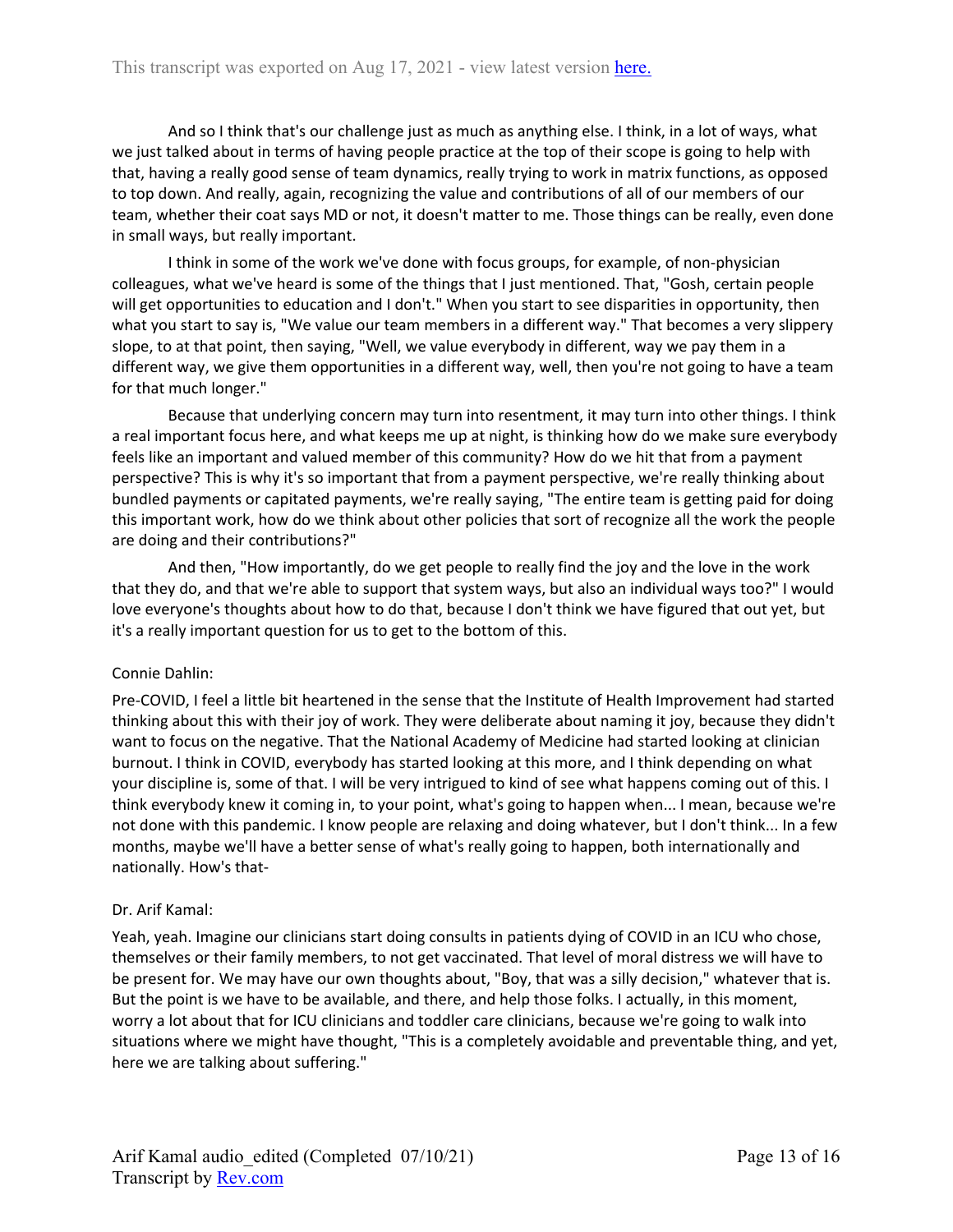And so I think that's our challenge just as much as anything else. I think, in a lot of ways, what we just talked about in terms of having people practice at the top of their scope is going to help with that, having a really good sense of team dynamics, really trying to work in matrix functions, as opposed to top down. And really, again, recognizing the value and contributions of all of our members of our team, whether their coat says MD or not, it doesn't matter to me. Those things can be really, even done in small ways, but really important.

I think in some of the work we've done with focus groups, for example, of non-physician colleagues, what we've heard is some of the things that I just mentioned. That, "Gosh, certain people will get opportunities to education and I don't." When you start to see disparities in opportunity, then what you start to say is, "We value our team members in a different way." That becomes a very slippery slope, to at that point, then saying, "Well, we value everybody in different, way we pay them in a different way, we give them opportunities in a different way, well, then you're not going to have a team for that much longer."

Because that underlying concern may turn into resentment, it may turn into other things. I think a real important focus here, and what keeps me up at night, is thinking how do we make sure everybody feels like an important and valued member of this community? How do we hit that from a payment perspective? This is why it's so important that from a payment perspective, we're really thinking about bundled payments or capitated payments, we're really saying, "The entire team is getting paid for doing this important work, how do we think about other policies that sort of recognize all the work the people are doing and their contributions?"

And then, "How importantly, do we get people to really find the joy and the love in the work that they do, and that we're able to support that system ways, but also an individual ways too?" I would love everyone's thoughts about how to do that, because I don't think we have figured that out yet, but it's a really important question for us to get to the bottom of this.

Connie Dahlin:

Pre-COVID, I feel a little bit heartened in the sense that the Institute of Health Improvement had started thinking about this with their joy of work. They were deliberate about naming it joy, because they didn't want to focus on the negative. That the National Academy of Medicine had started looking at clinician burnout. I think in COVID, everybody has started looking at this more, and I think depending on what your discipline is, some of that. I will be very intrigued to kind of see what happens coming out of this. I think everybody knew it coming in, to your point, what's going to happen when... I mean, because we're not done with this pandemic. I know people are relaxing and doing whatever, but I don't think... In a few months, maybe we'll have a better sense of what's really going to happen, both internationally and nationally. How's that-

Dr. Arif Kamal:

Yeah, yeah. Imagine our clinicians start doing consults in patients dying of COVID in an ICU who chose, themselves or their family members, to not get vaccinated. That level of moral distress we will have to be present for. We may have our own thoughts about, "Boy, that was a silly decision," whatever that is. But the point is we have to be available, and there, and help those folks. I actually, in this moment, worry a lot about that for ICU clinicians and toddler care clinicians, because we're going to walk into situations where we might have thought, "This is a completely avoidable and preventable thing, and yet, here we are talking about suffering."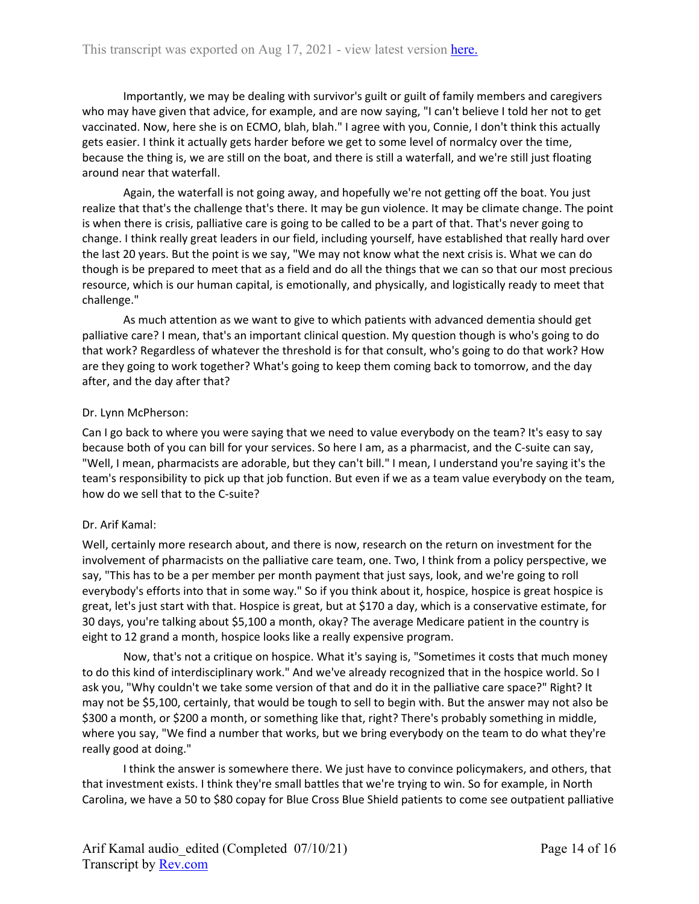Importantly, we may be dealing with survivor's guilt or guilt of family members and caregivers who may have given that advice, for example, and are now saying, "I can't believe I told her not to get vaccinated. Now, here she is on ECMO, blah, blah." I agree with you, Connie, I don't think this actually gets easier. I think it actually gets harder before we get to some level of normalcy over the time, because the thing is, we are still on the boat, and there is still a waterfall, and we're still just floating around near that waterfall.

Again, the waterfall is not going away, and hopefully we're not getting off the boat. You just realize that that's the challenge that's there. It may be gun violence. It may be climate change. The point is when there is crisis, palliative care is going to be called to be a part of that. That's never going to change. I think really great leaders in our field, including yourself, have established that really hard over the last 20 years. But the point is we say, "We may not know what the next crisis is. What we can do though is be prepared to meet that as a field and do all the things that we can so that our most precious resource, which is our human capital, is emotionally, and physically, and logistically ready to meet that challenge."

As much attention as we want to give to which patients with advanced dementia should get palliative care? I mean, that's an important clinical question. My question though is who's going to do that work? Regardless of whatever the threshold is for that consult, who's going to do that work? How are they going to work together? What's going to keep them coming back to tomorrow, and the day after, and the day after that?

Dr. Lynn McPherson:

Can I go back to where you were saying that we need to value everybody on the team? It's easy to say because both of you can bill for your services. So here I am, as a pharmacist, and the C-suite can say, "Well, I mean, pharmacists are adorable, but they can't bill." I mean, I understand you're saying it's the team's responsibility to pick up that job function. But even if we as a team value everybody on the team, how do we sell that to the C-suite?

Dr. Arif Kamal:

Well, certainly more research about, and there is now, research on the return on investment for the involvement of pharmacists on the palliative care team, one. Two, I think from a policy perspective, we say, "This has to be a per member per month payment that just says, look, and we're going to roll everybody's efforts into that in some way." So if you think about it, hospice, hospice is great hospice is great, let's just start with that. Hospice is great, but at $170 a day, which is a conservative estimate, for 30 days, you're talking about $5,100 a month, okay? The average Medicare patient in the country is eight to 12 grand a month, hospice looks like a really expensive program.

Now, that's not a critique on hospice. What it's saying is, "Sometimes it costs that much money to do this kind of interdisciplinary work." And we've already recognized that in the hospice world. So I ask you, "Why couldn't we take some version of that and do it in the palliative care space?" Right? It may not be $5,100, certainly, that would be tough to sell to begin with. But the answer may not also be $300 a month, or $200 a month, or something like that, right? There's probably something in middle, where you say, "We find a number that works, but we bring everybody on the team to do what they're really good at doing."

I think the answer is somewhere there. We just have to convince policymakers, and others, that that investment exists. I think they're small battles that we're trying to win. So for example, in North Carolina, we have a 50 to $80 copay for Blue Cross Blue Shield patients to come see outpatient palliative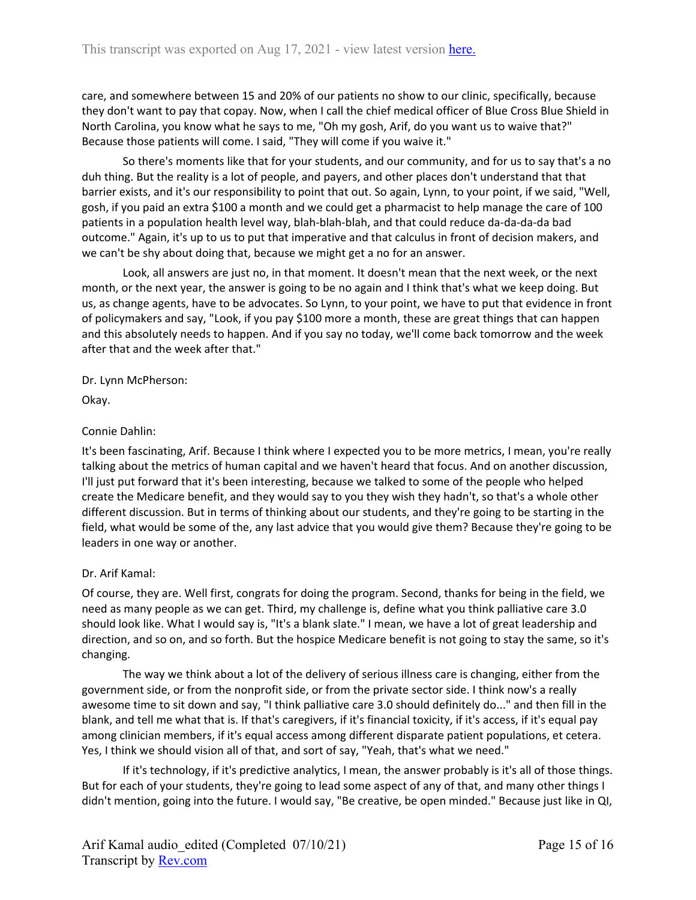care, and somewhere between 15 and 20% of our patients no show to our clinic, specifically, because they don't want to pay that copay. Now, when I call the chief medical officer of Blue Cross Blue Shield in North Carolina, you know what he says to me, "Oh my gosh, Arif, do you want us to waive that?" Because those patients will come. I said, "They will come if you waive it."

So there's moments like that for your students, and our community, and for us to say that's a no duh thing. But the reality is a lot of people, and payers, and other places don't understand that that barrier exists, and it's our responsibility to point that out. So again, Lynn, to your point, if we said, "Well, gosh, if you paid an extra $100 a month and we could get a pharmacist to help manage the care of 100 patients in a population health level way, blah-blah-blah, and that could reduce da-da-da-da bad outcome." Again, it's up to us to put that imperative and that calculus in front of decision makers, and we can't be shy about doing that, because we might get a no for an answer.

Look, all answers are just no, in that moment. It doesn't mean that the next week, or the next month, or the next year, the answer is going to be no again and I think that's what we keep doing. But us, as change agents, have to be advocates. So Lynn, to your point, we have to put that evidence in front of policymakers and say, "Look, if you pay $100 more a month, these are great things that can happen and this absolutely needs to happen. And if you say no today, we'll come back tomorrow and the week after that and the week after that."

Dr. Lynn McPherson:

Okay.

Connie Dahlin:

It's been fascinating, Arif. Because I think where I expected you to be more metrics, I mean, you're really talking about the metrics of human capital and we haven't heard that focus. And on another discussion, I'll just put forward that it's been interesting, because we talked to some of the people who helped create the Medicare benefit, and they would say to you they wish they hadn't, so that's a whole other different discussion. But in terms of thinking about our students, and they're going to be starting in the field, what would be some of the, any last advice that you would give them? Because they're going to be leaders in one way or another.

Dr. Arif Kamal:

Of course, they are. Well first, congrats for doing the program. Second, thanks for being in the field, we need as many people as we can get. Third, my challenge is, define what you think palliative care 3.0 should look like. What I would say is, "It's a blank slate." I mean, we have a lot of great leadership and direction, and so on, and so forth. But the hospice Medicare benefit is not going to stay the same, so it's changing.

The way we think about a lot of the delivery of serious illness care is changing, either from the government side, or from the nonprofit side, or from the private sector side. I think now's a really awesome time to sit down and say, "I think palliative care 3.0 should definitely do..." and then fill in the blank, and tell me what that is. If that's caregivers, if it's financial toxicity, if it's access, if it's equal pay among clinician members, if it's equal access among different disparate patient populations, et cetera. Yes, I think we should vision all of that, and sort of say, "Yeah, that's what we need."

If it's technology, if it's predictive analytics, I mean, the answer probably is it's all of those things. But for each of your students, they're going to lead some aspect of any of that, and many other things I didn't mention, going into the future. I would say, "Be creative, be open minded." Because just like in QI,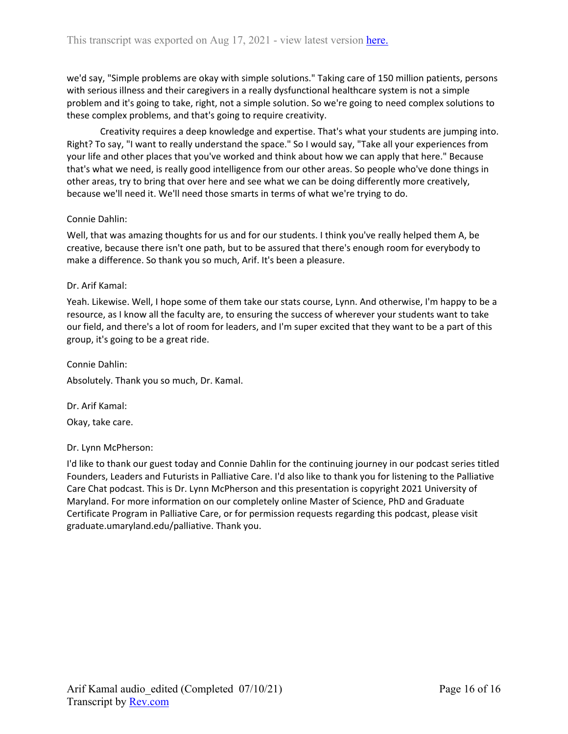we'd say, "Simple problems are okay with simple solutions." Taking care of 150 million patients, persons with serious illness and their caregivers in a really dysfunctional healthcare system is not a simple problem and it's going to take, right, not a simple solution. So we're going to need complex solutions to these complex problems, and that's going to require creativity.

Creativity requires a deep knowledge and expertise. That's what your students are jumping into. Right? To say, "I want to really understand the space." So I would say, "Take all your experiences from your life and other places that you've worked and think about how we can apply that here." Because that's what we need, is really good intelligence from our other areas. So people who've done things in other areas, try to bring that over here and see what we can be doing differently more creatively, because we'll need it. We'll need those smarts in terms of what we're trying to do.

Connie Dahlin:

Well, that was amazing thoughts for us and for our students. I think you've really helped them A, be creative, because there isn't one path, but to be assured that there's enough room for everybody to make a difference. So thank you so much, Arif. It's been a pleasure.

Dr. Arif Kamal:

Yeah. Likewise. Well, I hope some of them take our stats course, Lynn. And otherwise, I'm happy to be a resource, as I know all the faculty are, to ensuring the success of wherever your students want to take our field, and there's a lot of room for leaders, and I'm super excited that they want to be a part of this group, it's going to be a great ride.

Connie Dahlin:

Absolutely. Thank you so much, Dr. Kamal.

Dr. Arif Kamal:

Okay, take care.

Dr. Lynn McPherson:

I'd like to thank our guest today and Connie Dahlin for the continuing journey in our podcast series titled Founders, Leaders and Futurists in Palliative Care. I'd also like to thank you for listening to the Palliative Care Chat podcast. This is Dr. Lynn McPherson and this presentation is copyright 2021 University of Maryland. For more information on our completely online Master of Science, PhD and Graduate Certificate Program in Palliative Care, or for permission requests regarding this podcast, please visit graduate.umaryland.edu/palliative. Thank you.